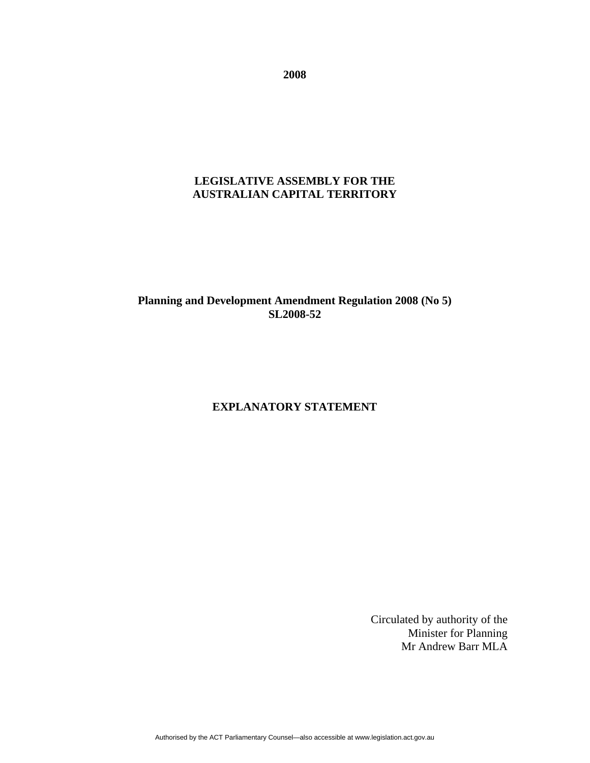**2008**

**LEGISLATIVE ASSEMBLY FOR THE AUSTRALIAN CAPITAL TERRITORY**

**Planning and Development Amendment Regulation 2008 (No 5)**
**SL2008-52**

**EXPLANATORY STATEMENT**

Circulated by authority of the
Minister for Planning
Mr Andrew Barr MLA

Authorised by the ACT Parliamentary Counsel—also accessible at www.legislation.act.gov.au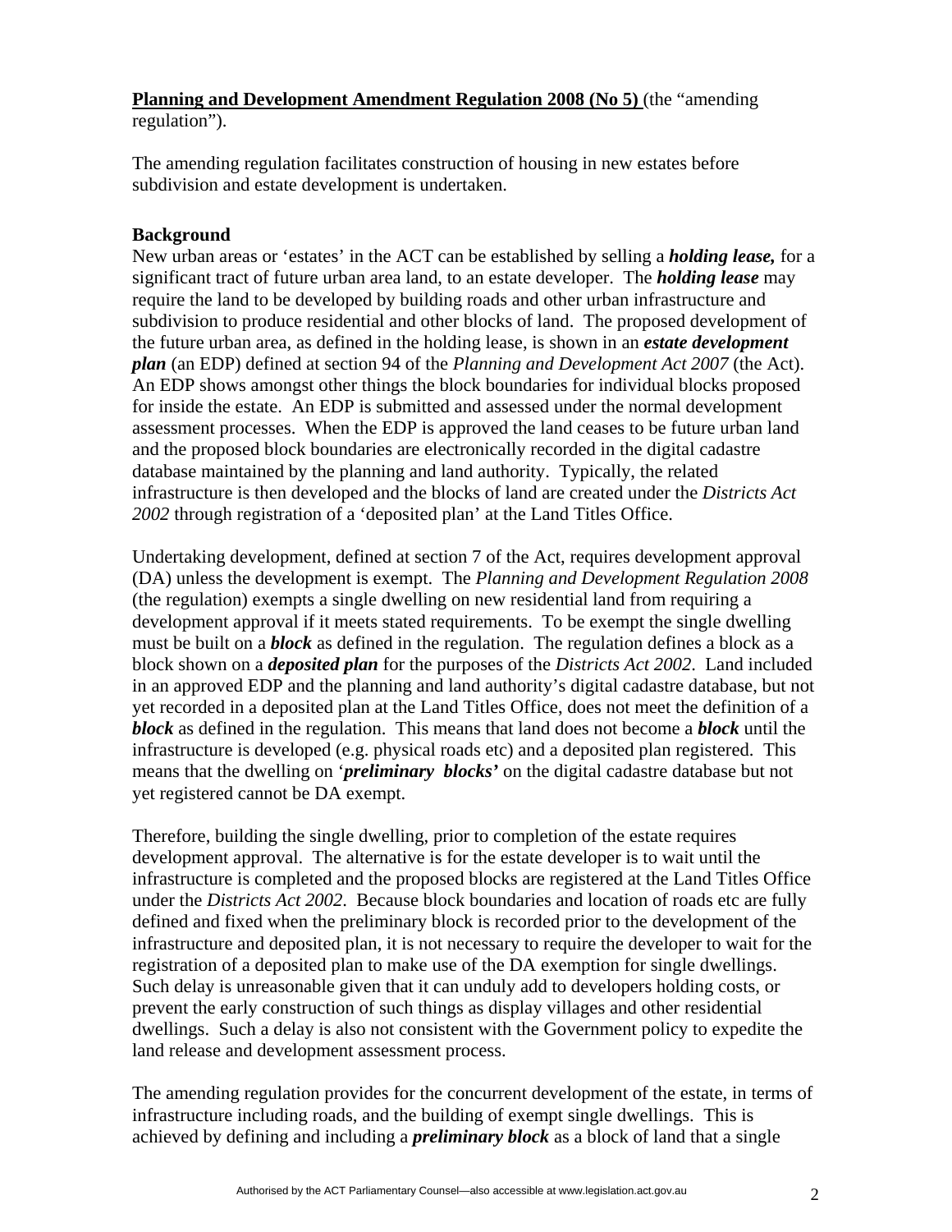**Planning and Development Amendment Regulation 2008 (No 5)** (the "amending regulation").

The amending regulation facilitates construction of housing in new estates before subdivision and estate development is undertaken.

**Background**

New urban areas or 'estates' in the ACT can be established by selling a ***holding lease,*** for a significant tract of future urban area land, to an estate developer. The ***holding lease*** may require the land to be developed by building roads and other urban infrastructure and subdivision to produce residential and other blocks of land. The proposed development of the future urban area, as defined in the holding lease, is shown in an ***estate development plan*** (an EDP) defined at section 94 of the *Planning and Development Act 2007* (the Act). An EDP shows amongst other things the block boundaries for individual blocks proposed for inside the estate. An EDP is submitted and assessed under the normal development assessment processes. When the EDP is approved the land ceases to be future urban land and the proposed block boundaries are electronically recorded in the digital cadastre database maintained by the planning and land authority. Typically, the related infrastructure is then developed and the blocks of land are created under the *Districts Act 2002* through registration of a 'deposited plan' at the Land Titles Office.

Undertaking development, defined at section 7 of the Act, requires development approval (DA) unless the development is exempt. The *Planning and Development Regulation 2008* (the regulation) exempts a single dwelling on new residential land from requiring a development approval if it meets stated requirements. To be exempt the single dwelling must be built on a ***block*** as defined in the regulation. The regulation defines a block as a block shown on a ***deposited plan*** for the purposes of the *Districts Act 2002*. Land included in an approved EDP and the planning and land authority's digital cadastre database, but not yet recorded in a deposited plan at the Land Titles Office, does not meet the definition of a ***block*** as defined in the regulation. This means that land does not become a ***block*** until the infrastructure is developed (e.g. physical roads etc) and a deposited plan registered. This means that the dwelling on '***preliminary blocks'*** on the digital cadastre database but not yet registered cannot be DA exempt.

Therefore, building the single dwelling, prior to completion of the estate requires development approval. The alternative is for the estate developer is to wait until the infrastructure is completed and the proposed blocks are registered at the Land Titles Office under the *Districts Act 2002*. Because block boundaries and location of roads etc are fully defined and fixed when the preliminary block is recorded prior to the development of the infrastructure and deposited plan, it is not necessary to require the developer to wait for the registration of a deposited plan to make use of the DA exemption for single dwellings. Such delay is unreasonable given that it can unduly add to developers holding costs, or prevent the early construction of such things as display villages and other residential dwellings. Such a delay is also not consistent with the Government policy to expedite the land release and development assessment process.

The amending regulation provides for the concurrent development of the estate, in terms of infrastructure including roads, and the building of exempt single dwellings. This is achieved by defining and including a ***preliminary block*** as a block of land that a single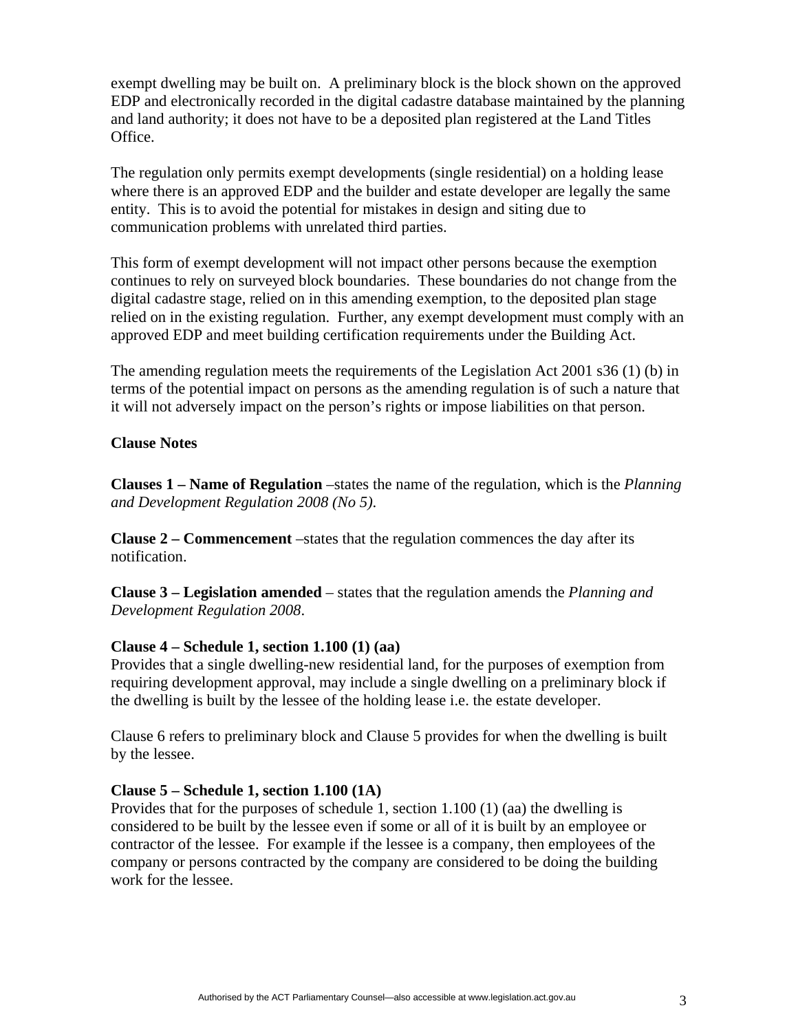exempt dwelling may be built on. A preliminary block is the block shown on the approved EDP and electronically recorded in the digital cadastre database maintained by the planning and land authority; it does not have to be a deposited plan registered at the Land Titles Office.

The regulation only permits exempt developments (single residential) on a holding lease where there is an approved EDP and the builder and estate developer are legally the same entity. This is to avoid the potential for mistakes in design and siting due to communication problems with unrelated third parties.

This form of exempt development will not impact other persons because the exemption continues to rely on surveyed block boundaries. These boundaries do not change from the digital cadastre stage, relied on in this amending exemption, to the deposited plan stage relied on in the existing regulation. Further, any exempt development must comply with an approved EDP and meet building certification requirements under the Building Act.

The amending regulation meets the requirements of the Legislation Act 2001 s36 (1) (b) in terms of the potential impact on persons as the amending regulation is of such a nature that it will not adversely impact on the person's rights or impose liabilities on that person.

**Clause Notes**

**Clauses 1 – Name of Regulation** –states the name of the regulation, which is the *Planning and Development Regulation 2008 (No 5)*.

**Clause 2 – Commencement** –states that the regulation commences the day after its notification.

**Clause 3 – Legislation amended** – states that the regulation amends the *Planning and Development Regulation 2008*.

**Clause 4 – Schedule 1, section 1.100 (1) (aa)**
Provides that a single dwelling-new residential land, for the purposes of exemption from requiring development approval, may include a single dwelling on a preliminary block if the dwelling is built by the lessee of the holding lease i.e. the estate developer.

Clause 6 refers to preliminary block and Clause 5 provides for when the dwelling is built by the lessee.

**Clause 5 – Schedule 1, section 1.100 (1A)**
Provides that for the purposes of schedule 1, section 1.100 (1) (aa) the dwelling is considered to be built by the lessee even if some or all of it is built by an employee or contractor of the lessee. For example if the lessee is a company, then employees of the company or persons contracted by the company are considered to be doing the building work for the lessee.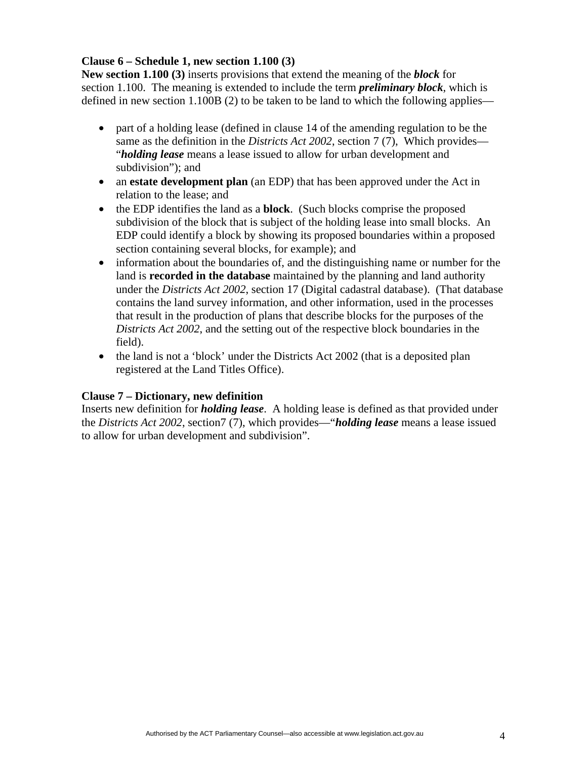**Clause 6 – Schedule 1, new section 1.100 (3)**

**New section 1.100 (3)** inserts provisions that extend the meaning of the ***block*** for section 1.100. The meaning is extended to include the term ***preliminary block***, which is defined in new section 1.100B (2) to be taken to be land to which the following applies—

- part of a holding lease (defined in clause 14 of the amending regulation to be the same as the definition in the *Districts Act 2002*, section 7 (7), Which provides—"***holding lease*** means a lease issued to allow for urban development and subdivision"); and
- an **estate development plan** (an EDP) that has been approved under the Act in relation to the lease; and
- the EDP identifies the land as a **block**. (Such blocks comprise the proposed subdivision of the block that is subject of the holding lease into small blocks. An EDP could identify a block by showing its proposed boundaries within a proposed section containing several blocks, for example); and
- information about the boundaries of, and the distinguishing name or number for the land is **recorded in the database** maintained by the planning and land authority under the *Districts Act 2002*, section 17 (Digital cadastral database). (That database contains the land survey information, and other information, used in the processes that result in the production of plans that describe blocks for the purposes of the *Districts Act 2002*, and the setting out of the respective block boundaries in the field).
- the land is not a 'block' under the Districts Act 2002 (that is a deposited plan registered at the Land Titles Office).

**Clause 7 – Dictionary, new definition**

Inserts new definition for ***holding lease***. A holding lease is defined as that provided under the *Districts Act 2002*, section7 (7), which provides—"***holding lease*** means a lease issued to allow for urban development and subdivision".